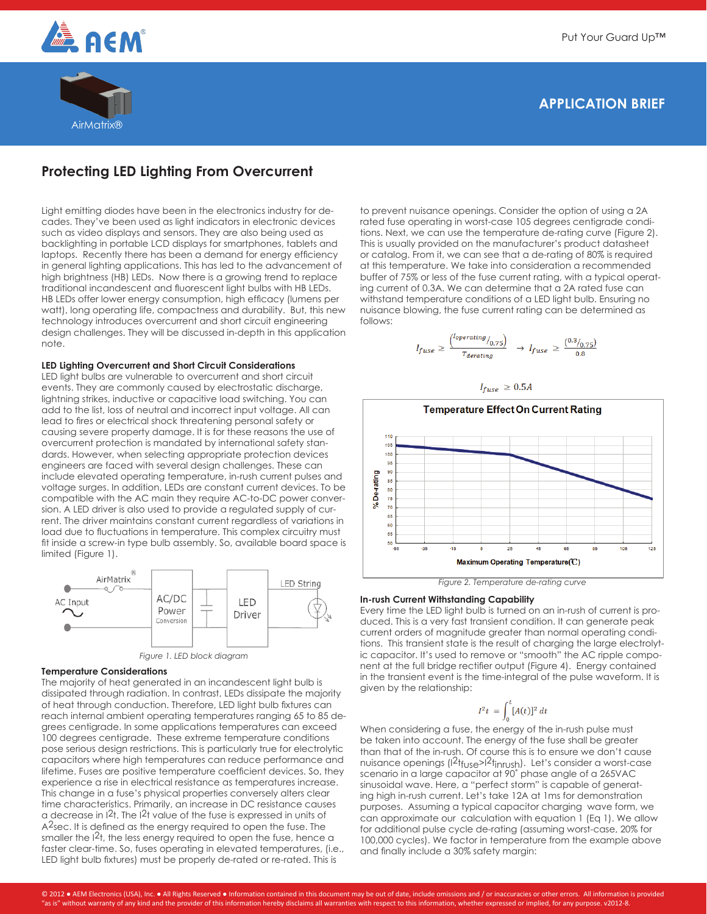# Protecting LED Lighting From Overcurrent

Light emitting diodes have been in the electronics industry for decades. They've been used as light indicators in electronic devices such as video displays and sensors. They are also being used as backlighting in portable LCD displays for smartphones, tablets and laptops. Recently there has been a demand for energy efficiency in general lighting applications. This has led to the advancement of high brightness (HB) LEDs. Now there is a growing trend to replace traditional incandescent and fluorescent light bulbs with HB LEDs. HB LEDs offer lower energy consumption, high efficacy (lumens per watt), long operating life, compactness and durability. But, this new technology introduces overcurrent and short circuit engineering design challenges. They will be discussed in-depth in this application note.

### LED Lighting Overcurrent and Short Circuit Considerations

LED light bulbs are vulnerable to overcurrent and short circuit events. They are commonly caused by electrostatic discharge, lightning strikes, inductive or capacitive load switching. You can add to the list, loss of neutral and incorrect input voltage. All can lead to fires or electrical shock threatening personal safety or causing severe property damage. It is for these reasons the use of overcurrent protection is mandated by international safety standards. However, when selecting appropriate protection devices engineers are faced with several design challenges. These can include elevated operating temperature, in-rush current pulses and voltage surges. In addition, LEDs are constant current devices. To be compatible with the AC main they require AC-to-DC power conversion. A LED driver is also used to provide a regulated supply of current. The driver maintains constant current regardless of variations in load due to fluctuations in temperature. This complex circuitry must fit inside a screw-in type bulb assembly. So, available board space is limited (Figure 1).

AC Input — AirMatrix® — AC/DC Power Conversion — LED Driver — LED String

*Figure 1. LED block diagram*

### Temperature Considerations

The majority of heat generated in an incandescent light bulb is dissipated through radiation. In contrast, LEDs dissipate the majority of heat through conduction. Therefore, LED light bulb fixtures can reach internal ambient operating temperatures ranging 65 to 85 degrees centigrade. In some applications temperatures can exceed 100 degrees centigrade. These extreme temperature conditions pose serious design restrictions. This is particularly true for electrolytic capacitors where high temperatures can reduce performance and lifetime. Fuses are positive temperature coefficient devices. So, they experience a rise in electrical resistance as temperatures increase. This change in a fuse's physical properties conversely alters clear time characteristics. Primarily, an increase in DC resistance causes a decrease in $I^2t$. The $I^2t$ value of the fuse is expressed in units of $A^2sec$. It is defined as the energy required to open the fuse. The smaller the $I^2t$, the less energy required to open the fuse, hence a faster clear-time. So, fuses operating in elevated temperatures, (i.e., LED light bulb fixtures) must be properly de-rated or re-rated. This is to prevent nuisance openings. Consider the option of using a 2A rated fuse operating in worst-case 105 degrees centigrade conditions. Next, we can use the temperature de-rating curve (Figure 2). This is usually provided on the manufacturer's product datasheet or catalog. From it, we can see that a de-rating of 80% is required at this temperature. We take into consideration a recommended buffer of 75% or less of the fuse current rating, with a typical operating current of 0.3A. We can determine that a 2A rated fuse can withstand temperature conditions of a LED light bulb. Ensuring no nuisance blowing, the fuse current rating can be determined as follows:

$$I_{fuse} \geq \frac{\left(I_{operating}/_{0.75}\right)}{T_{derating}} \rightarrow I_{fuse} \geq \frac{\left(0.3/_{0.75}\right)}{0.8}$$

$$I_{fuse} \geq 0.5A$$

**Temperature Effect On Current Rating**

(Chart: % De-rating, 50–110, vs. Maximum Operating Temperature(℃), -55 to 125)

*Figure 2. Temperature de-rating curve*

### In-rush Current Withstanding Capability

Every time the LED light bulb is turned on an in-rush of current is produced. This is a very fast transient condition. It can generate peak current orders of magnitude greater than normal operating conditions. This transient state is the result of charging the large electrolytic capacitor. It's used to remove or "smooth" the AC ripple component at the full bridge rectifier output (Figure 4). Energy contained in the transient event is the time-integral of the pulse waveform. It is given by the relationship:

$$I^2t = \int_0^t [A(t)]^2\, dt$$

When considering a fuse, the energy of the in-rush pulse must be taken into account. The energy of the fuse shall be greater than that of the in-rush. Of course this is to ensure we don't cause nuisance openings ($I^2t_{fuse} > I^2t_{inrush}$). Let's consider a worst-case scenario in a large capacitor at 90˚ phase angle of a 265VAC sinusoidal wave. Here, a "perfect storm" is capable of generating high in-rush current. Let's take 12A at 1ms for demonstration purposes. Assuming a typical capacitor charging wave form, we can approximate our calculation with equation 1 (Eq 1). We allow for additional pulse cycle de-rating (assuming worst-case, 20% for 100,000 cycles). We factor in temperature from the example above and finally include a 30% safety margin: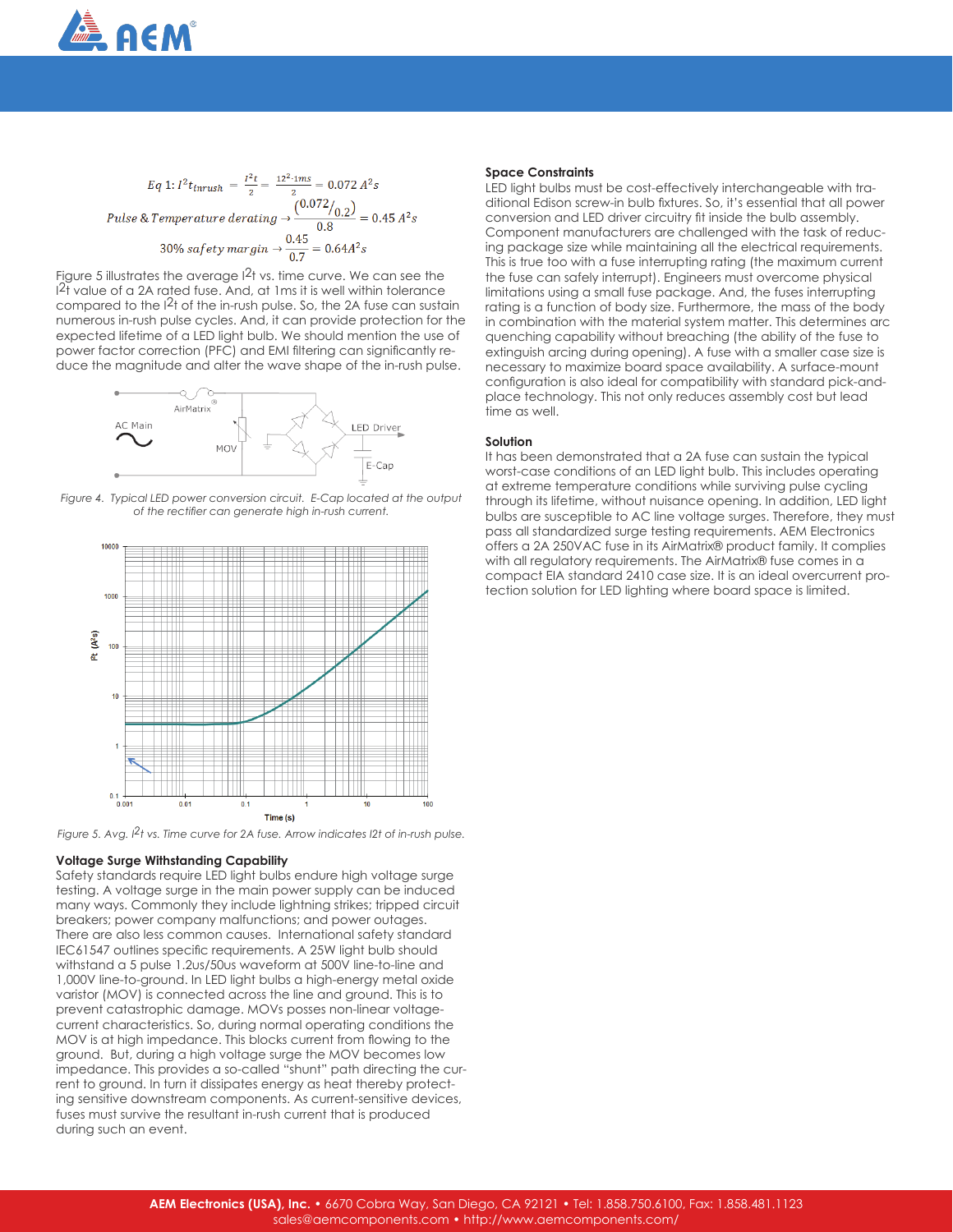$$Eq\ 1: I^2t_{inrush} = \frac{I^2t}{2} = \frac{12^2 \cdot 1ms}{2} = 0.072\ A^2s$$

$$Pulse\ \&\ Temperature\ derating \rightarrow \frac{\left(0.072/_{0.2}\right)}{0.8} = 0.45\ A^2s$$

$$30\%\ safety\ margin \rightarrow \frac{0.45}{0.7} = 0.64A^2s$$

Figure 5 illustrates the average $I^2t$ vs. time curve. We can see the $I^2t$ value of a 2A rated fuse. And, at 1ms it is well within tolerance compared to the $I^2t$ of the in-rush pulse. So, the 2A fuse can sustain numerous in-rush pulse cycles. And, it can provide protection for the expected lifetime of a LED light bulb. We should mention the use of power factor correction (PFC) and EMI filtering can significantly reduce the magnitude and alter the wave shape of the in-rush pulse.

AirMatrix®
AC Main
MOV
LED Driver
E-Cap

*Figure 4. Typical LED power conversion circuit. E-Cap located at the output of the rectifier can generate high in-rush current.*

10000
1000
100
10
1
0.1
I²t (A²s)
0.001
0.01
0.1
1
10
100
Time (s)

*Figure 5. Avg. $I^2t$ vs. Time curve for 2A fuse. Arrow indicates I2t of in-rush pulse.*

### Voltage Surge Withstanding Capability

Safety standards require LED light bulbs endure high voltage surge testing. A voltage surge in the main power supply can be induced many ways. Commonly they include lightning strikes; tripped circuit breakers; power company malfunctions; and power outages. There are also less common causes. International safety standard IEC61547 outlines specific requirements. A 25W light bulb should withstand a 5 pulse 1.2us/50us waveform at 500V line-to-line and 1,000V line-to-ground. In LED light bulbs a high-energy metal oxide varistor (MOV) is connected across the line and ground. This is to prevent catastrophic damage. MOVs posses non-linear voltage-current characteristics. So, during normal operating conditions the MOV is at high impedance. This blocks current from flowing to the ground. But, during a high voltage surge the MOV becomes low impedance. This provides a so-called "shunt" path directing the current to ground. In turn it dissipates energy as heat thereby protecting sensitive downstream components. As current-sensitive devices, fuses must survive the resultant in-rush current that is produced during such an event.

### Space Constraints

LED light bulbs must be cost-effectively interchangeable with traditional Edison screw-in bulb fixtures. So, it's essential that all power conversion and LED driver circuitry fit inside the bulb assembly. Component manufacturers are challenged with the task of reducing package size while maintaining all the electrical requirements. This is true too with a fuse interrupting rating (the maximum current the fuse can safely interrupt). Engineers must overcome physical limitations using a small fuse package. And, the fuses interrupting rating is a function of body size. Furthermore, the mass of the body in combination with the material system matter. This determines arc quenching capability without breaching (the ability of the fuse to extinguish arcing during opening). A fuse with a smaller case size is necessary to maximize board space availability. A surface-mount configuration is also ideal for compatibility with standard pick-and-place technology. This not only reduces assembly cost but lead time as well.

### Solution

It has been demonstrated that a 2A fuse can sustain the typical worst-case conditions of an LED light bulb. This includes operating at extreme temperature conditions while surviving pulse cycling through its lifetime, without nuisance opening. In addition, LED light bulbs are susceptible to AC line voltage surges. Therefore, they must pass all standardized surge testing requirements. AEM Electronics offers a 2A 250VAC fuse in its AirMatrix® product family. It complies with all regulatory requirements. The AirMatrix® fuse comes in a compact EIA standard 2410 case size. It is an ideal overcurrent protection solution for LED lighting where board space is limited.